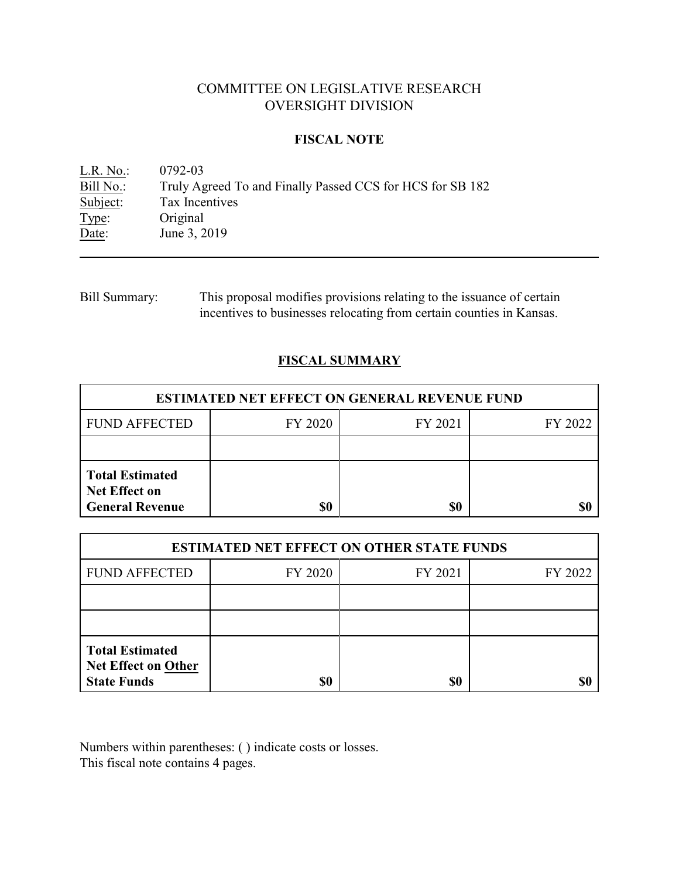# COMMITTEE ON LEGISLATIVE RESEARCH
# OVERSIGHT DIVISION

## FISCAL NOTE

L.R. No.: 0792-03
Bill No.: Truly Agreed To and Finally Passed CCS for HCS for SB 182
Subject: Tax Incentives
Type: Original
Date: June 3, 2019

---

Bill Summary: This proposal modifies provisions relating to the issuance of certain incentives to businesses relocating from certain counties in Kansas.

## FISCAL SUMMARY

| ESTIMATED NET EFFECT ON GENERAL REVENUE FUND | | | |
|---|---|---|---|
| FUND AFFECTED | FY 2020 | FY 2021 | FY 2022 |
| | | | |
| **Total Estimated Net Effect on General Revenue** | **$0** | **$0** | **$0** |

| ESTIMATED NET EFFECT ON OTHER STATE FUNDS | | | |
|---|---|---|---|
| FUND AFFECTED | FY 2020 | FY 2021 | FY 2022 |
| | | | |
| | | | |
| **Total Estimated Net Effect on Other State Funds** | **$0** | **$0** | **$0** |

Numbers within parentheses: ( ) indicate costs or losses.
This fiscal note contains 4 pages.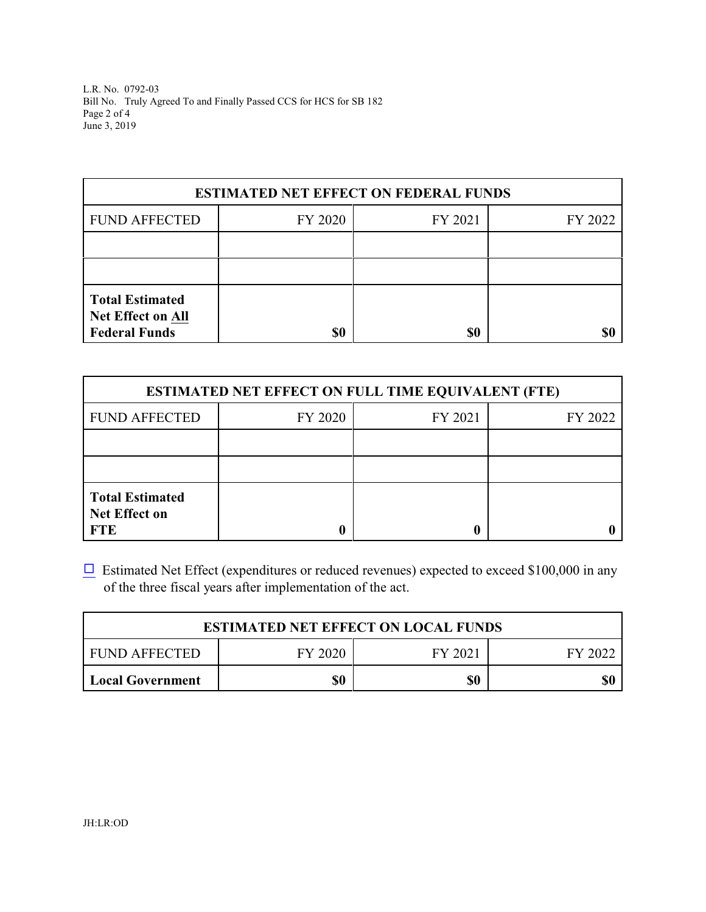| ESTIMATED NET EFFECT ON FEDERAL FUNDS | | | |
|---|---|---|---|
| FUND AFFECTED | FY 2020 | FY 2021 | FY 2022 |
| | | | |
| | | | |
| **Total Estimated Net Effect on All Federal Funds** | **$0** | **$0** | **$0** |

| ESTIMATED NET EFFECT ON FULL TIME EQUIVALENT (FTE) | | | |
|---|---|---|---|
| FUND AFFECTED | FY 2020 | FY 2021 | FY 2022 |
| | | | |
| | | | |
| **Total Estimated Net Effect on FTE** | **0** | **0** | **0** |

☐ Estimated Net Effect (expenditures or reduced revenues) expected to exceed $100,000 in any of the three fiscal years after implementation of the act.

| ESTIMATED NET EFFECT ON LOCAL FUNDS | | | |
|---|---|---|---|
| FUND AFFECTED | FY 2020 | FY 2021 | FY 2022 |
| **Local Government** | **$0** | **$0** | **$0** |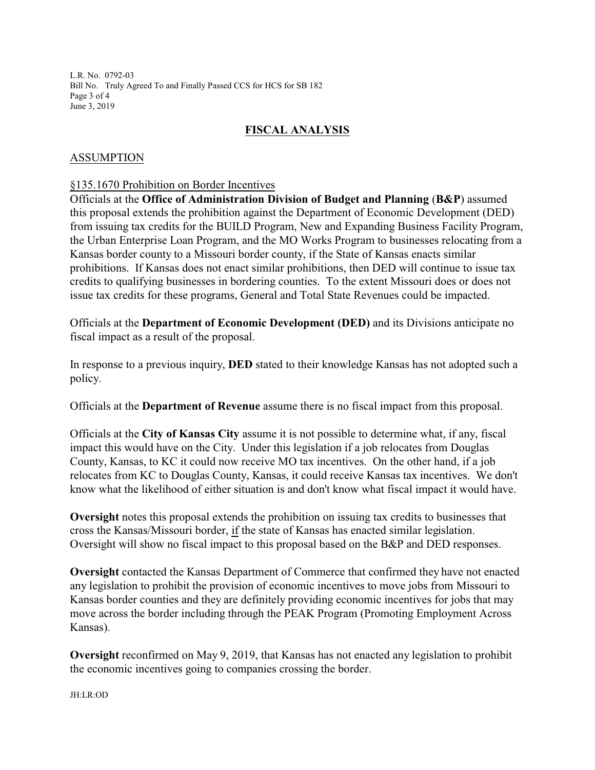## FISCAL ANALYSIS

### ASSUMPTION

§135.1670 Prohibition on Border Incentives

Officials at the **Office of Administration Division of Budget and Planning** (**B&P**) assumed this proposal extends the prohibition against the Department of Economic Development (DED) from issuing tax credits for the BUILD Program, New and Expanding Business Facility Program, the Urban Enterprise Loan Program, and the MO Works Program to businesses relocating from a Kansas border county to a Missouri border county, if the State of Kansas enacts similar prohibitions. If Kansas does not enact similar prohibitions, then DED will continue to issue tax credits to qualifying businesses in bordering counties. To the extent Missouri does or does not issue tax credits for these programs, General and Total State Revenues could be impacted.

Officials at the **Department of Economic Development (DED)** and its Divisions anticipate no fiscal impact as a result of the proposal.

In response to a previous inquiry, **DED** stated to their knowledge Kansas has not adopted such a policy.

Officials at the **Department of Revenue** assume there is no fiscal impact from this proposal.

Officials at the **City of Kansas City** assume it is not possible to determine what, if any, fiscal impact this would have on the City. Under this legislation if a job relocates from Douglas County, Kansas, to KC it could now receive MO tax incentives. On the other hand, if a job relocates from KC to Douglas County, Kansas, it could receive Kansas tax incentives. We don't know what the likelihood of either situation is and don't know what fiscal impact it would have.

**Oversight** notes this proposal extends the prohibition on issuing tax credits to businesses that cross the Kansas/Missouri border, if the state of Kansas has enacted similar legislation. Oversight will show no fiscal impact to this proposal based on the B&P and DED responses.

**Oversight** contacted the Kansas Department of Commerce that confirmed they have not enacted any legislation to prohibit the provision of economic incentives to move jobs from Missouri to Kansas border counties and they are definitely providing economic incentives for jobs that may move across the border including through the PEAK Program (Promoting Employment Across Kansas).

**Oversight** reconfirmed on May 9, 2019, that Kansas has not enacted any legislation to prohibit the economic incentives going to companies crossing the border.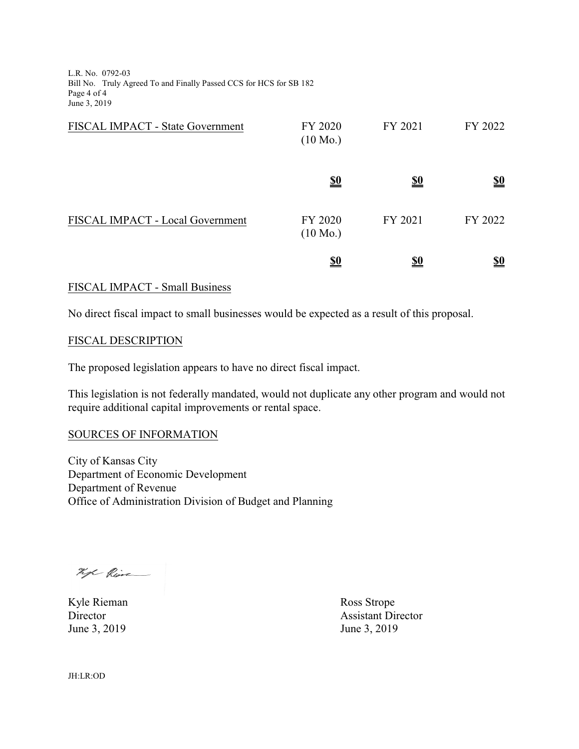| FISCAL IMPACT - State Government | FY 2020 (10 Mo.) | FY 2021 | FY 2022 |
|---|---|---|---|
| | **$0** | **$0** | **$0** |

| FISCAL IMPACT - Local Government | FY 2020 (10 Mo.) | FY 2021 | FY 2022 |
|---|---|---|---|
| | **$0** | **$0** | **$0** |

## FISCAL IMPACT - Small Business

No direct fiscal impact to small businesses would be expected as a result of this proposal.

## FISCAL DESCRIPTION

The proposed legislation appears to have no direct fiscal impact.

This legislation is not federally mandated, would not duplicate any other program and would not require additional capital improvements or rental space.

## SOURCES OF INFORMATION

City of Kansas City
Department of Economic Development
Department of Revenue
Office of Administration Division of Budget and Planning

Kyle Rieman
Director
June 3, 2019

Ross Strope
Assistant Director
June 3, 2019

JH:LR:OD